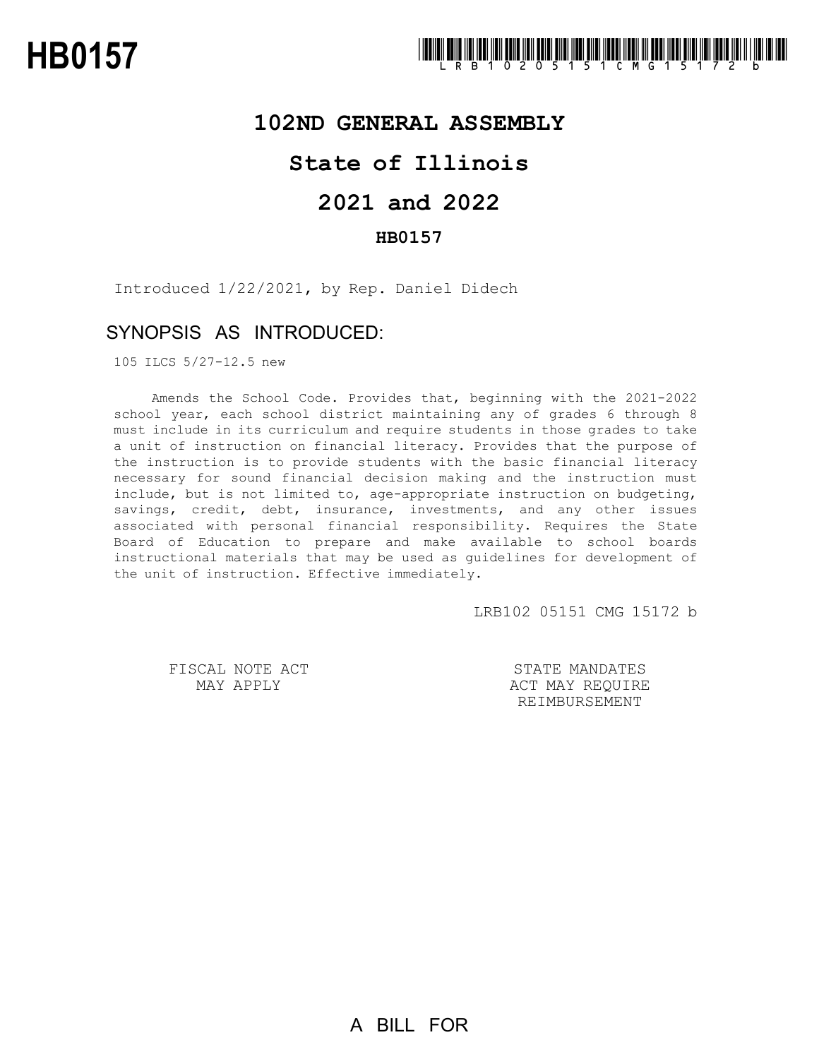# HB0157

LRB102 05151 CMG 15172 b

## 102ND GENERAL ASSEMBLY

## State of Illinois

## 2021 and 2022

### HB0157

Introduced 1/22/2021, by Rep. Daniel Didech

## SYNOPSIS AS INTRODUCED:

105 ILCS 5/27-12.5 new

Amends the School Code. Provides that, beginning with the 2021-2022 school year, each school district maintaining any of grades 6 through 8 must include in its curriculum and require students in those grades to take a unit of instruction on financial literacy. Provides that the purpose of the instruction is to provide students with the basic financial literacy necessary for sound financial decision making and the instruction must include, but is not limited to, age-appropriate instruction on budgeting, savings, credit, debt, insurance, investments, and any other issues associated with personal financial responsibility. Requires the State Board of Education to prepare and make available to school boards instructional materials that may be used as guidelines for development of the unit of instruction. Effective immediately.

LRB102 05151 CMG 15172 b

FISCAL NOTE ACT MAY APPLY

STATE MANDATES ACT MAY REQUIRE REIMBURSEMENT

A BILL FOR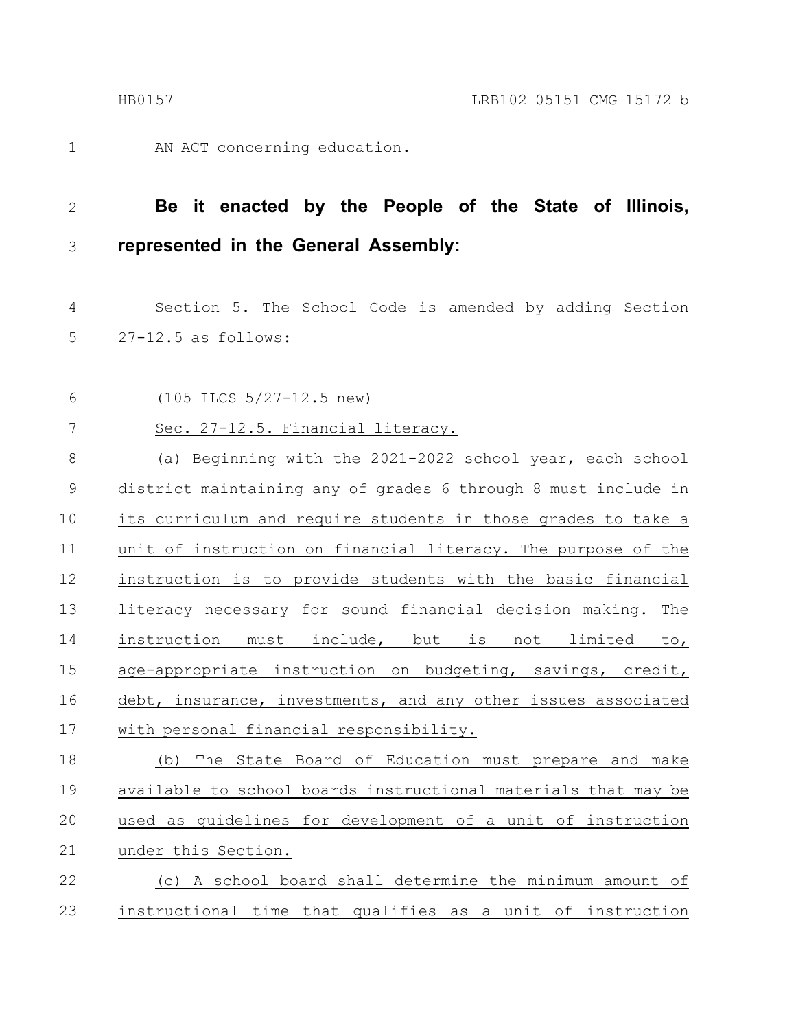AN ACT concerning education.

**Be it enacted by the People of the State of Illinois, represented in the General Assembly:**

Section 5. The School Code is amended by adding Section 27-12.5 as follows:

(105 ILCS 5/27-12.5 new)

Sec. 27-12.5. Financial literacy.

(a) Beginning with the 2021-2022 school year, each school district maintaining any of grades 6 through 8 must include in its curriculum and require students in those grades to take a unit of instruction on financial literacy. The purpose of the instruction is to provide students with the basic financial literacy necessary for sound financial decision making. The instruction must include, but is not limited to, age-appropriate instruction on budgeting, savings, credit, debt, insurance, investments, and any other issues associated with personal financial responsibility.

(b) The State Board of Education must prepare and make available to school boards instructional materials that may be used as guidelines for development of a unit of instruction under this Section.

(c) A school board shall determine the minimum amount of instructional time that qualifies as a unit of instruction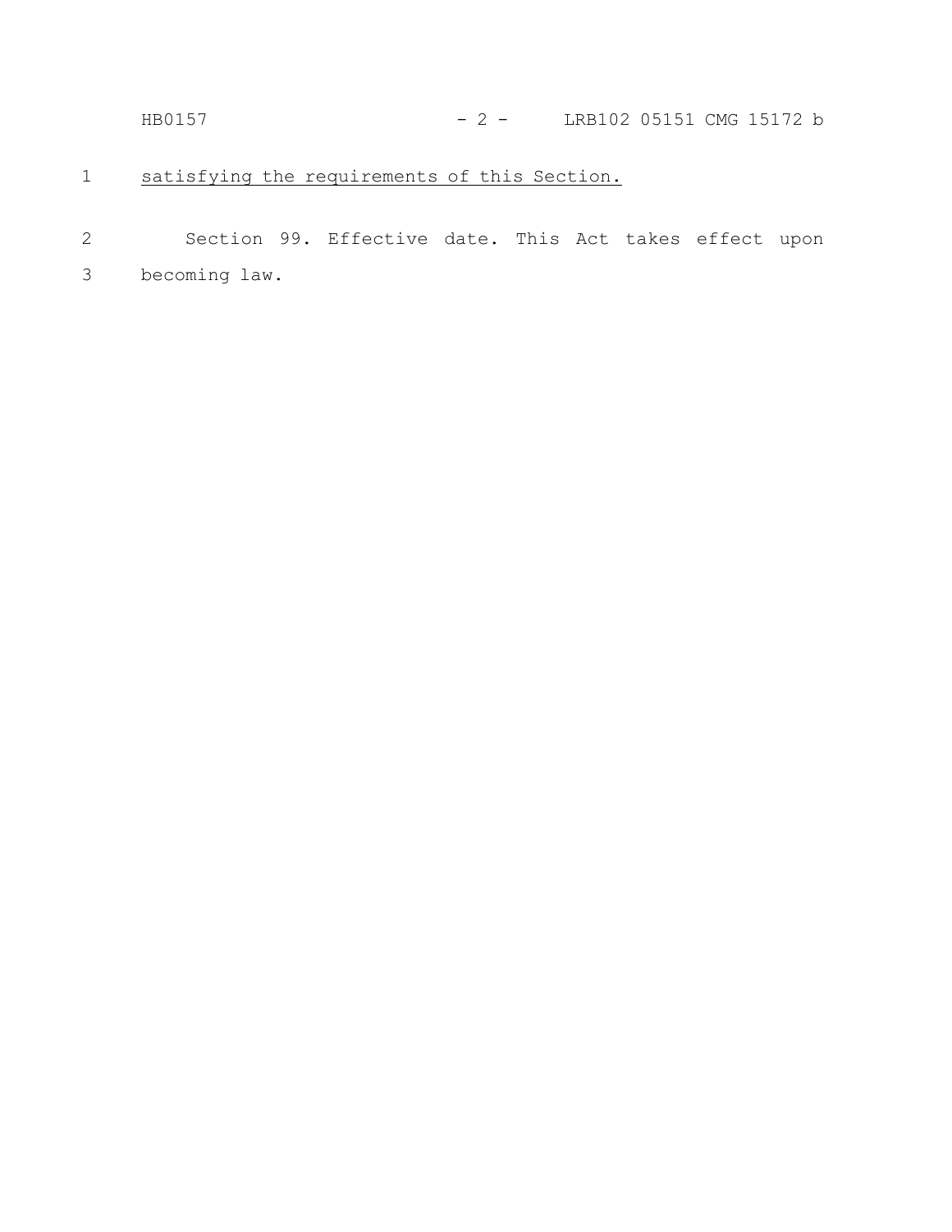satisfying the requirements of this Section.

Section 99. Effective date. This Act takes effect upon becoming law.